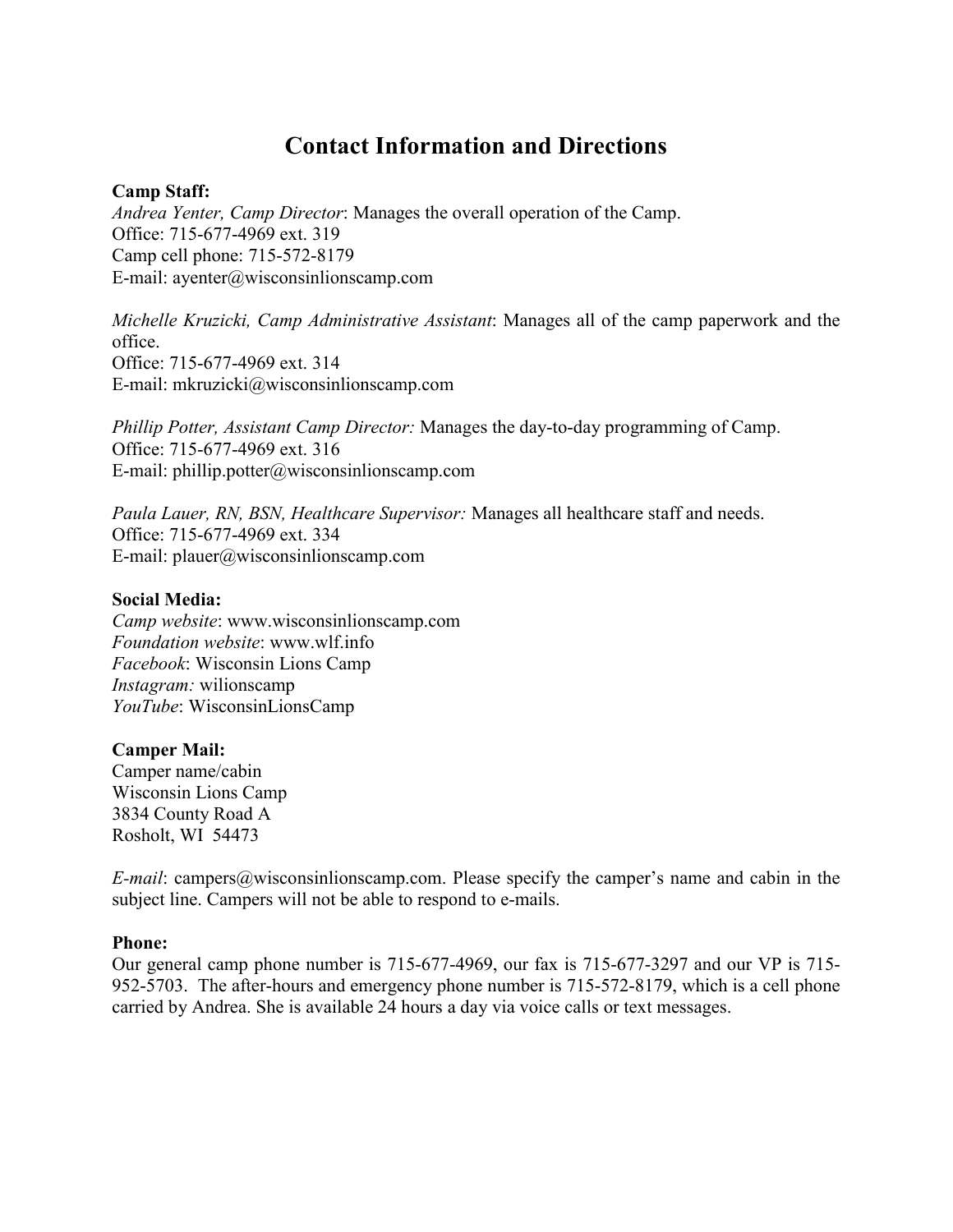# Contact Information and Directions

**Camp Staff:**

*Andrea Yenter, Camp Director*: Manages the overall operation of the Camp.
Office: 715-677-4969 ext. 319
Camp cell phone: 715-572-8179
E-mail: ayenter@wisconsinlionscamp.com

*Michelle Kruzicki, Camp Administrative Assistant*: Manages all of the camp paperwork and the office.
Office: 715-677-4969 ext. 314
E-mail: mkruzicki@wisconsinlionscamp.com

*Phillip Potter, Assistant Camp Director:* Manages the day-to-day programming of Camp.
Office: 715-677-4969 ext. 316
E-mail: phillip.potter@wisconsinlionscamp.com

*Paula Lauer, RN, BSN, Healthcare Supervisor:* Manages all healthcare staff and needs.
Office: 715-677-4969 ext. 334
E-mail: plauer@wisconsinlionscamp.com

**Social Media:**

*Camp website*: www.wisconsinlionscamp.com
*Foundation website*: www.wlf.info
*Facebook*: Wisconsin Lions Camp
*Instagram:* wilionscamp
*YouTube*: WisconsinLionsCamp

**Camper Mail:**

Camper name/cabin
Wisconsin Lions Camp
3834 County Road A
Rosholt, WI 54473

*E-mail*: campers@wisconsinlionscamp.com. Please specify the camper's name and cabin in the subject line. Campers will not be able to respond to e-mails.

**Phone:**

Our general camp phone number is 715-677-4969, our fax is 715-677-3297 and our VP is 715-952-5703. The after-hours and emergency phone number is 715-572-8179, which is a cell phone carried by Andrea. She is available 24 hours a day via voice calls or text messages.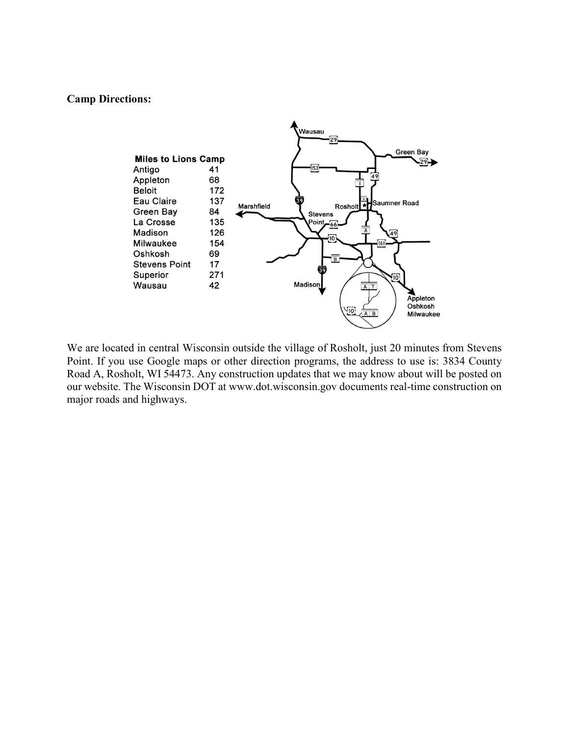**Camp Directions:**

**Miles to Lions Camp**

| | |
|---|---|
| Antigo | 41 |
| Appleton | 68 |
| Beloit | 172 |
| Eau Claire | 137 |
| Green Bay | 84 |
| La Crosse | 135 |
| Madison | 126 |
| Milwaukee | 154 |
| Oshkosh | 69 |
| Stevens Point | 17 |
| Superior | 271 |
| Wausau | 42 |

We are located in central Wisconsin outside the village of Rosholt, just 20 minutes from Stevens Point. If you use Google maps or other direction programs, the address to use is: 3834 County Road A, Rosholt, WI 54473. Any construction updates that we may know about will be posted on our website. The Wisconsin DOT at www.dot.wisconsin.gov documents real-time construction on major roads and highways.